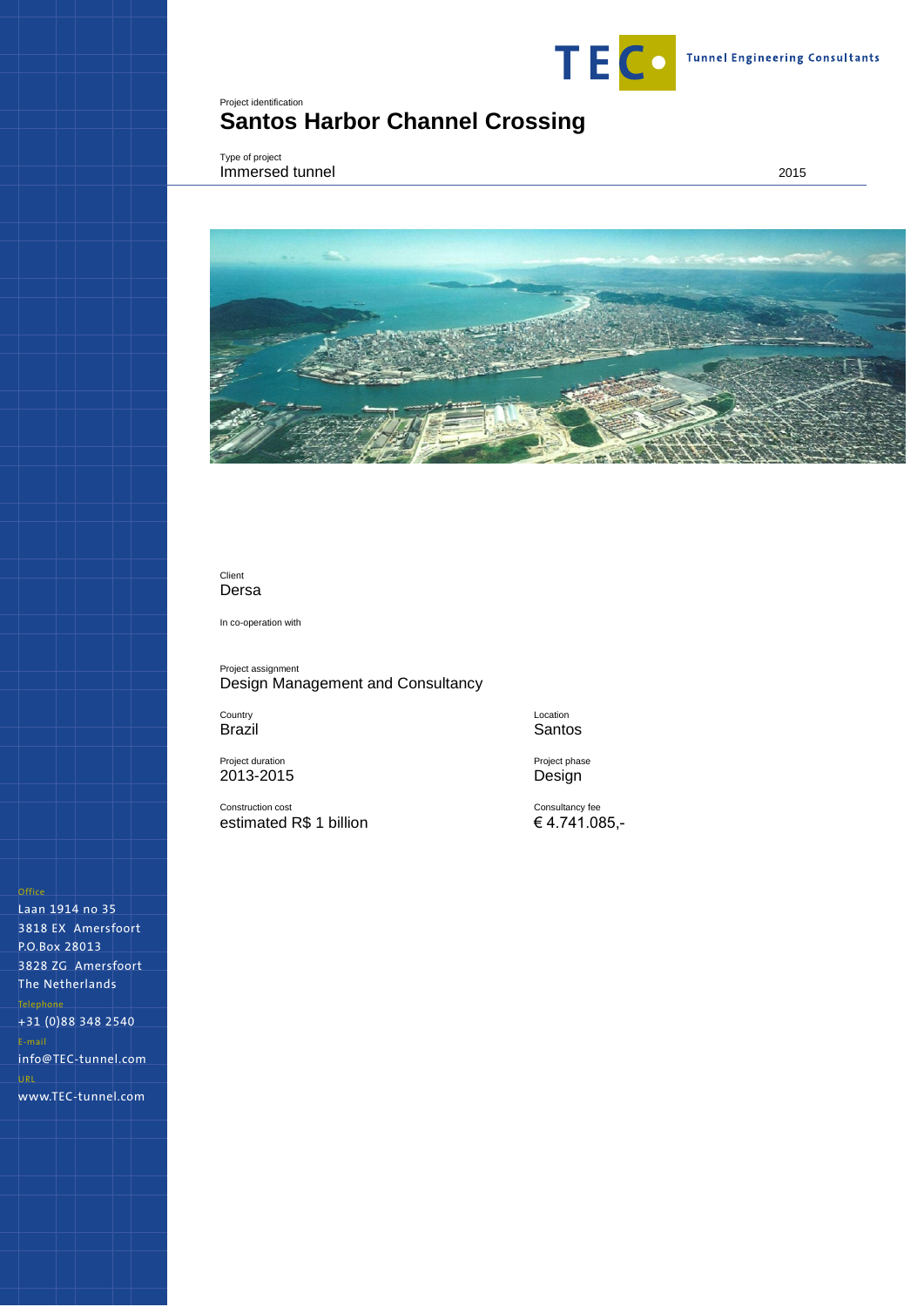TEC Tunnel Engineering Consultants

Project identification

# Santos Harbor Channel Crossing

Type of project

Immersed tunnel

2015

Client

Dersa

In co-operation with

Project assignment

Design Management and Consultancy

Country

Brazil

Location

Santos

Project duration

2013-2015

Project phase

Design

Construction cost

estimated R$ 1 billion

Consultancy fee

€ 4.741.085,-

Office

Laan 1914 no 35
3818 EX Amersfoort
P.O.Box 28013
3828 ZG Amersfoort
The Netherlands

Telephone

+31 (0)88 348 2540

E-mail

info@TEC-tunnel.com

URL

www.TEC-tunnel.com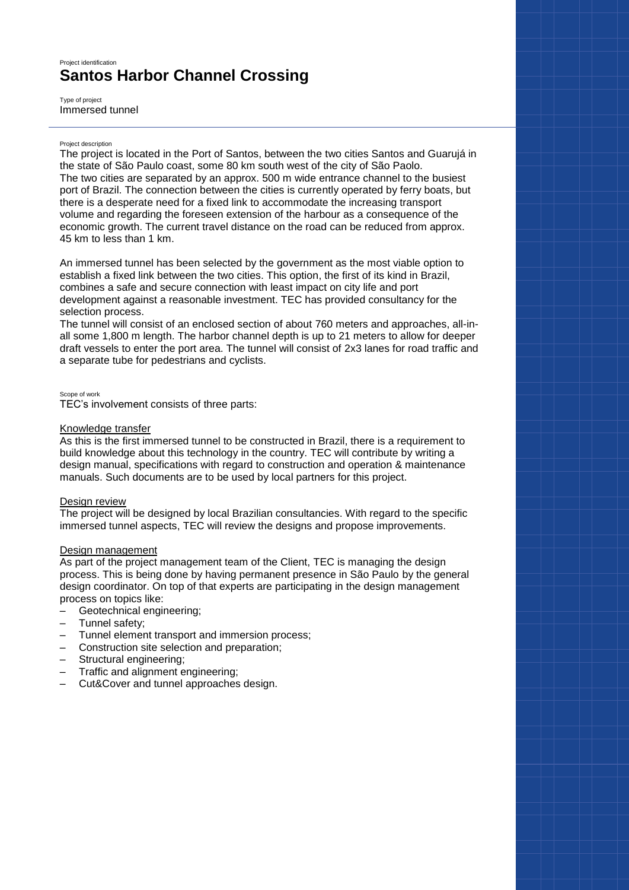Project identification

# Santos Harbor Channel Crossing

Type of project

Immersed tunnel

Project description

The project is located in the Port of Santos, between the two cities Santos and Guarujá in the state of São Paulo coast, some 80 km south west of the city of São Paolo.
The two cities are separated by an approx. 500 m wide entrance channel to the busiest port of Brazil. The connection between the cities is currently operated by ferry boats, but there is a desperate need for a fixed link to accommodate the increasing transport volume and regarding the foreseen extension of the harbour as a consequence of the economic growth. The current travel distance on the road can be reduced from approx. 45 km to less than 1 km.

An immersed tunnel has been selected by the government as the most viable option to establish a fixed link between the two cities. This option, the first of its kind in Brazil, combines a safe and secure connection with least impact on city life and port development against a reasonable investment. TEC has provided consultancy for the selection process.
The tunnel will consist of an enclosed section of about 760 meters and approaches, all-in-all some 1,800 m length. The harbor channel depth is up to 21 meters to allow for deeper draft vessels to enter the port area. The tunnel will consist of 2x3 lanes for road traffic and a separate tube for pedestrians and cyclists.

Scope of work

TEC's involvement consists of three parts:

Knowledge transfer

As this is the first immersed tunnel to be constructed in Brazil, there is a requirement to build knowledge about this technology in the country. TEC will contribute by writing a design manual, specifications with regard to construction and operation & maintenance manuals. Such documents are to be used by local partners for this project.

Design review

The project will be designed by local Brazilian consultancies. With regard to the specific immersed tunnel aspects, TEC will review the designs and propose improvements.

Design management

As part of the project management team of the Client, TEC is managing the design process. This is being done by having permanent presence in São Paulo by the general design coordinator. On top of that experts are participating in the design management process on topics like:

- Geotechnical engineering;
- Tunnel safety;
- Tunnel element transport and immersion process;
- Construction site selection and preparation;
- Structural engineering;
- Traffic and alignment engineering;
- Cut&Cover and tunnel approaches design.